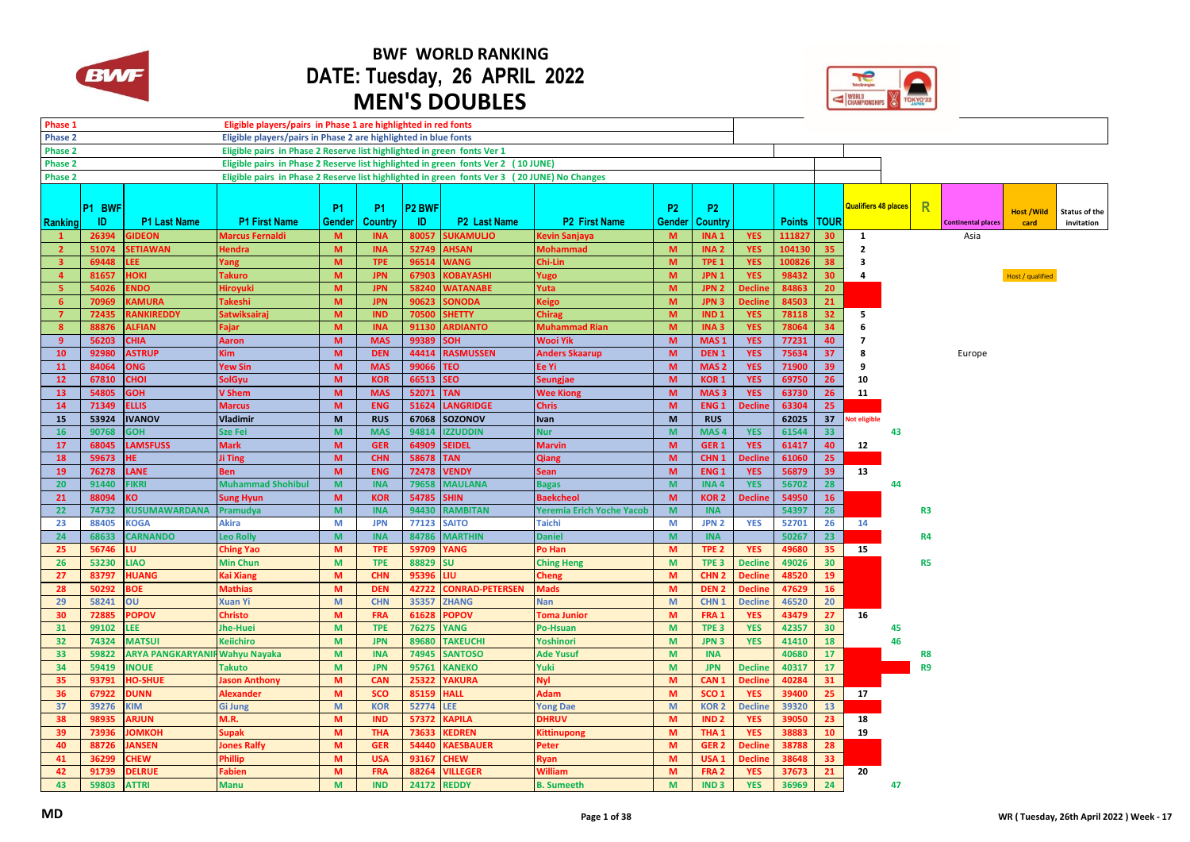# BWF WORLD RANKING

## DATE: Tuesday, 26 APRIL 2022

## MEN'S DOUBLES

| | |
|---|---|
| Phase 1 | Eligible players/pairs in Phase 1 are highlighted in red fonts |
| Phase 2 | Eligible players/pairs in Phase 2 are highlighted in blue fonts |
| Phase 2 | Eligible pairs in Phase 2 Reserve list highlighted in green fonts Ver 1 |
| Phase 2 | Eligible pairs in Phase 2 Reserve list highlighted in green fonts Ver 2 (10 JUNE) |
| Phase 2 | Eligible pairs in Phase 2 Reserve list highlighted in green fonts Ver 3 (20 JUNE) No Changes |

| Ranking | P1 BWF ID | P1 Last Name | P1 First Name | P1 Gender | P1 Country | P2 BWF ID | P2 Last Name | P2 First Name | P2 Gender | P2 Country | | Points | TOUR | Qualifiers 48 places | | R | Continental places | Host /Wild card | Status of the invitation |
|---|---|---|---|---|---|---|---|---|---|---|---|---|---|---|---|---|---|---|---|
| 1 | 26394 | GIDEON | Marcus Fernaldi | M | INA | 80057 | SUKAMULJO | Kevin Sanjaya | M | INA 1 | YES | 111827 | 30 | 1 | | | Asia | | |
| 2 | 51074 | SETIAWAN | Hendra | M | INA | 52749 | AHSAN | Mohammad | M | INA 2 | YES | 104130 | 35 | 2 | | | | | |
| 3 | 69448 | LEE | Yang | M | TPE | 96514 | WANG | Chi-Lin | M | TPE 1 | YES | 100826 | 38 | 3 | | | | | |
| 4 | 81657 | HOKI | Takuro | M | JPN | 67903 | KOBAYASHI | Yugo | M | JPN 1 | YES | 98432 | 30 | 4 | | | | Host / qualified | |
| 5 | 54026 | ENDO | Hiroyuki | M | JPN | 58240 | WATANABE | Yuta | M | JPN 2 | Decline | 84863 | 20 | | | | | | |
| 6 | 70969 | KAMURA | Takeshi | M | JPN | 90623 | SONODA | Keigo | M | JPN 3 | Decline | 84503 | 21 | | | | | | |
| 7 | 72435 | RANKIREDDY | Satwiksairaj | M | IND | 70500 | SHETTY | Chirag | M | IND 1 | YES | 78118 | 32 | 5 | | | | | |
| 8 | 88876 | ALFIAN | Fajar | M | INA | 91130 | ARDIANTO | Muhammad Rian | M | INA 3 | YES | 78064 | 34 | 6 | | | | | |
| 9 | 56203 | CHIA | Aaron | M | MAS | 99389 | SOH | Wooi Yik | M | MAS 1 | YES | 77231 | 40 | 7 | | | | | |
| 10 | 92980 | ASTRUP | Kim | M | DEN | 44414 | RASMUSSEN | Anders Skaarup | M | DEN 1 | YES | 75634 | 37 | 8 | | | Europe | | |
| 11 | 84064 | ONG | Yew Sin | M | MAS | 99066 | TEO | Ee Yi | M | MAS 2 | YES | 71900 | 39 | 9 | | | | | |
| 12 | 67810 | CHOI | SolGyu | M | KOR | 66513 | SEO | Seungjae | M | KOR 1 | YES | 69750 | 26 | 10 | | | | | |
| 13 | 54805 | GOH | V Shem | M | MAS | 52071 | TAN | Wee Kiong | M | MAS 3 | YES | 63730 | 26 | 11 | | | | | |
| 14 | 71349 | ELLIS | Marcus | M | ENG | 51624 | LANGRIDGE | Chris | M | ENG 1 | Decline | 63304 | 25 | | | | | | |
| 15 | 53924 | IVANOV | Vladimir | M | RUS | 67068 | SOZONOV | Ivan | M | RUS | | 62025 | 37 | Not eligible | | | | | |
| 16 | 90768 | GOH | Sze Fei | M | MAS | 94814 | IZZUDDIN | Nur | M | MAS 4 | YES | 61544 | 33 | | 43 | | | | |
| 17 | 68045 | LAMSFUSS | Mark | M | GER | 64909 | SEIDEL | Marvin | M | GER 1 | YES | 61417 | 40 | 12 | | | | | |
| 18 | 59673 | HE | Ji Ting | M | CHN | 58678 | TAN | Qiang | M | CHN 1 | Decline | 61060 | 25 | | | | | | |
| 19 | 76278 | LANE | Ben | M | ENG | 72478 | VENDY | Sean | M | ENG 1 | YES | 56879 | 39 | 13 | | | | | |
| 20 | 91440 | FIKRI | Muhammad Shohibul | M | INA | 79658 | MAULANA | Bagas | M | INA 4 | YES | 56702 | 28 | | 44 | | | | |
| 21 | 88094 | KO | Sung Hyun | M | KOR | 54785 | SHIN | Baekcheol | M | KOR 2 | Decline | 54950 | 16 | | | | | | |
| 22 | 74732 | KUSUMAWARDANA | Pramudya | M | INA | 94430 | RAMBITAN | Yeremia Erich Yoche Yacob | M | INA | | 54397 | 26 | | | R3 | | | |
| 23 | 88405 | KOGA | Akira | M | JPN | 77123 | SAITO | Taichi | M | JPN 2 | YES | 52701 | 26 | 14 | | | | | |
| 24 | 68633 | CARNANDO | Leo Rolly | M | INA | 84786 | MARTHIN | Daniel | M | INA | | 50267 | 23 | | | R4 | | | |
| 25 | 56746 | LU | Ching Yao | M | TPE | 59709 | YANG | Po Han | M | TPE 2 | YES | 49680 | 35 | 15 | | | | | |
| 26 | 53230 | LIAO | Min Chun | M | TPE | 88829 | SU | Ching Heng | M | TPE 3 | Decline | 49026 | 30 | | | R5 | | | |
| 27 | 83797 | HUANG | Kai Xiang | M | CHN | 95396 | LIU | Cheng | M | CHN 2 | Decline | 48520 | 19 | | | | | | |
| 28 | 50292 | BOE | Mathias | M | DEN | 42722 | CONRAD-PETERSEN | Mads | M | DEN 2 | Decline | 47629 | 16 | | | | | | |
| 29 | 58241 | OU | Xuan Yi | M | CHN | 35357 | ZHANG | Nan | M | CHN 1 | Decline | 46520 | 20 | | | | | | |
| 30 | 72885 | POPOV | Christo | M | FRA | 61628 | POPOV | Toma Junior | M | FRA 1 | YES | 43479 | 27 | 16 | | | | | |
| 31 | 99102 | LEE | Jhe-Huei | M | TPE | 76275 | YANG | Po-Hsuan | M | TPE 3 | YES | 42357 | 30 | | 45 | | | | |
| 32 | 74324 | MATSUI | Keiichiro | M | JPN | 89680 | TAKEUCHI | Yoshinori | M | JPN 3 | YES | 41410 | 18 | | 46 | | | | |
| 33 | 59822 | ARYA PANGKARYANIR | Wahyu Nayaka | M | INA | 74945 | SANTOSO | Ade Yusuf | M | INA | | 40680 | 17 | | | R8 | | | |
| 34 | 59419 | INOUE | Takuto | M | JPN | 95761 | KANEKO | Yuki | M | JPN | Decline | 40317 | 17 | | | R9 | | | |
| 35 | 93791 | HO-SHUE | Jason Anthony | M | CAN | 25322 | YAKURA | Nyl | M | CAN 1 | Decline | 40284 | 31 | | | | | | |
| 36 | 67922 | DUNN | Alexander | M | SCO | 85159 | HALL | Adam | M | SCO 1 | YES | 39400 | 25 | 17 | | | | | |
| 37 | 39276 | KIM | Gi Jung | M | KOR | 52774 | LEE | Yong Dae | M | KOR 2 | Decline | 39320 | 13 | | | | | | |
| 38 | 98935 | ARJUN | M.R. | M | IND | 57372 | KAPILA | DHRUV | M | IND 2 | YES | 39050 | 23 | 18 | | | | | |
| 39 | 73936 | JOMKOH | Supak | M | THA | 73633 | KEDREN | Kittinupong | M | THA 1 | YES | 38883 | 10 | 19 | | | | | |
| 40 | 88726 | JANSEN | Jones Ralfy | M | GER | 54440 | KAESBAUER | Peter | M | GER 2 | Decline | 38788 | 28 | | | | | | |
| 41 | 36299 | CHEW | Phillip | M | USA | 93167 | CHEW | Ryan | M | USA 1 | Decline | 38648 | 33 | | | | | | |
| 42 | 91739 | DELRUE | Fabien | M | FRA | 88264 | VILLEGER | William | M | FRA 2 | YES | 37673 | 21 | 20 | | | | | |
| 43 | 59803 | ATTRI | Manu | M | IND | 24172 | REDDY | B. Sumeeth | M | IND 3 | YES | 36969 | 24 | | 47 | | | | |

MD

WR ( Tuesday, 26th April 2022 ) Week - 17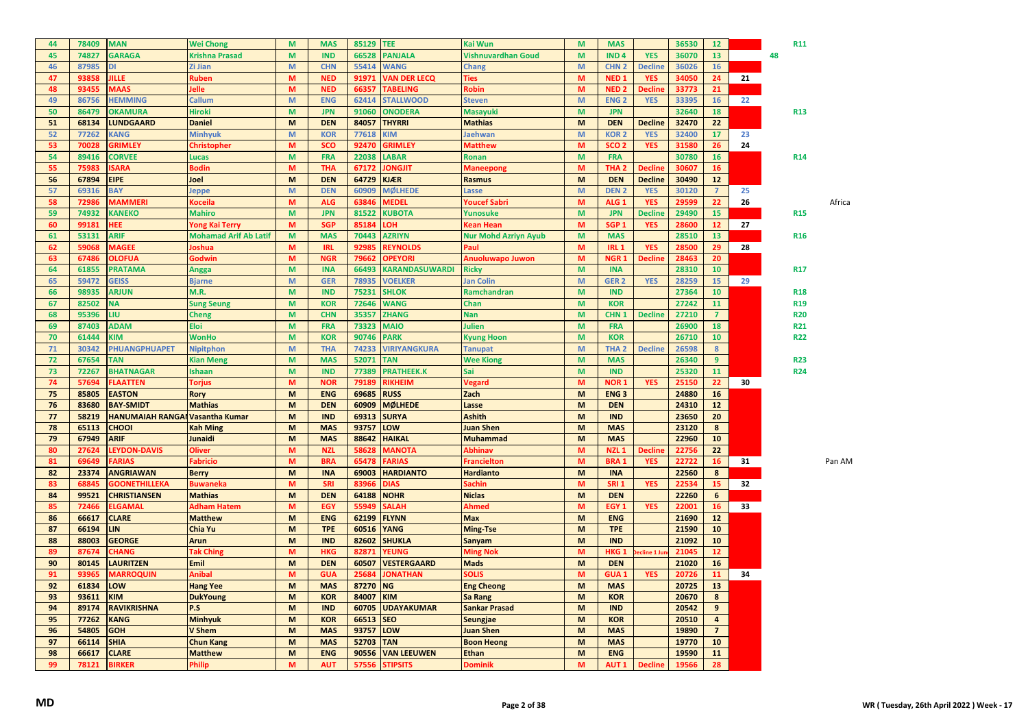| | | | | | | | | | | | | | | | | | |
|---|---|---|---|---|---|---|---|---|---|---|---|---|---|---|---|---|---|
| 44 | 78409 | MAN | Wei Chong | M | MAS | 85129 | TEE | Kai Wun | M | MAS | | 36530 | 12 | | | R11 | |
| 45 | 74827 | GARAGA | Krishna Prasad | M | IND | 66528 | PANJALA | Vishnuvardhan Goud | M | IND 4 | YES | 36070 | 13 | | 48 | | |
| 46 | 87985 | DI | Zi Jian | M | CHN | 55414 | WANG | Chang | M | CHN 2 | Decline | 36026 | 16 | | | | |
| 47 | 93858 | JILLE | Ruben | M | NED | 91971 | VAN DER LECQ | Ties | M | NED 1 | YES | 34050 | 24 | 21 | | | |
| 48 | 93455 | MAAS | Jelle | M | NED | 66357 | TABELING | Robin | M | NED 2 | Decline | 33773 | 21 | | | | |
| 49 | 86756 | HEMMING | Callum | M | ENG | 62414 | STALLWOOD | Steven | M | ENG 2 | YES | 33395 | 16 | 22 | | | |
| 50 | 86479 | OKAMURA | Hiroki | M | JPN | 91060 | ONODERA | Masayuki | M | JPN | | 32640 | 18 | | | R13 | |
| 51 | 68134 | LUNDGAARD | Daniel | M | DEN | 84057 | THYRRI | Mathias | M | DEN | Decline | 32470 | 22 | | | | |
| 52 | 77262 | KANG | Minhyuk | M | KOR | 77618 | KIM | Jaehwan | M | KOR 2 | YES | 32400 | 17 | 23 | | | |
| 53 | 70028 | GRIMLEY | Christopher | M | SCO | 92470 | GRIMLEY | Matthew | M | SCO 2 | YES | 31580 | 26 | 24 | | | |
| 54 | 89416 | CORVEE | Lucas | M | FRA | 22038 | LABAR | Ronan | M | FRA | | 30780 | 16 | | | R14 | |
| 55 | 75983 | ISARA | Bodin | M | THA | 67172 | JONGJIT | Maneepong | M | THA 2 | Decline | 30607 | 16 | | | | |
| 56 | 67894 | EIPE | Joel | M | DEN | 64729 | KJÆR | Rasmus | M | DEN | Decline | 30490 | 12 | | | | |
| 57 | 69316 | BAY | Jeppe | M | DEN | 60909 | MØLHEDE | Lasse | M | DEN 2 | YES | 30120 | 7 | 25 | | | |
| 58 | 72986 | MAMMERI | Koceila | M | ALG | 63846 | MEDEL | Youcef Sabri | M | ALG 1 | YES | 29599 | 22 | 26 | | | Africa |
| 59 | 74932 | KANEKO | Mahiro | M | JPN | 81522 | KUBOTA | Yunosuke | M | JPN | Decline | 29490 | 15 | | | R15 | |
| 60 | 99181 | HEE | Yong Kai Terry | M | SGP | 85184 | LOH | Kean Hean | M | SGP 1 | YES | 28600 | 12 | 27 | | | |
| 61 | 53131 | ARIF | Mohamad Arif Ab Latif | M | MAS | 70443 | AZRIYN | Nur Mohd Azriyn Ayub | M | MAS | | 28510 | 13 | | | R16 | |
| 62 | 59068 | MAGEE | Joshua | M | IRL | 92985 | REYNOLDS | Paul | M | IRL 1 | YES | 28500 | 29 | 28 | | | |
| 63 | 67486 | OLOFUA | Godwin | M | NGR | 79662 | OPEYORI | Anuoluwapo Juwon | M | NGR 1 | Decline | 28463 | 20 | | | | |
| 64 | 61855 | PRATAMA | Angga | M | INA | 66493 | KARANDASUWARDI | Ricky | M | INA | | 28310 | 10 | | | R17 | |
| 65 | 59472 | GEISS | Bjarne | M | GER | 78935 | VOELKER | Jan Colin | M | GER 2 | YES | 28259 | 15 | 29 | | | |
| 66 | 98935 | ARJUN | M.R. | M | IND | 75231 | SHLOK | Ramchandran | M | IND | | 27364 | 10 | | | R18 | |
| 67 | 82502 | NA | Sung Seung | M | KOR | 72646 | WANG | Chan | M | KOR | | 27242 | 11 | | | R19 | |
| 68 | 95396 | LIU | Cheng | M | CHN | 35357 | ZHANG | Nan | M | CHN 1 | Decline | 27210 | 7 | | | R20 | |
| 69 | 87403 | ADAM | Eloi | M | FRA | 73323 | MAIO | Julien | M | FRA | | 26900 | 18 | | | R21 | |
| 70 | 61444 | KIM | WonHo | M | KOR | 90746 | PARK | Kyung Hoon | M | KOR | | 26710 | 10 | | | R22 | |
| 71 | 30342 | PHUANGPHUAPET | Nipitphon | M | THA | 74233 | VIRIYANGKURA | Tanupat | M | THA 2 | Decline | 26598 | 8 | | | | |
| 72 | 67654 | TAN | Kian Meng | M | MAS | 52071 | TAN | Wee Kiong | M | MAS | | 26340 | 9 | | | R23 | |
| 73 | 72267 | BHATNAGAR | Ishaan | M | IND | 77389 | PRATHEEK.K | Sai | M | IND | | 25320 | 11 | | | R24 | |
| 74 | 57694 | FLAATTEN | Torjus | M | NOR | 79189 | RIKHEIM | Vegard | M | NOR 1 | YES | 25150 | 22 | 30 | | | |
| 75 | 85805 | EASTON | Rory | M | ENG | 69685 | RUSS | Zach | M | ENG 3 | | 24880 | 16 | | | | |
| 76 | 83680 | BAY-SMIDT | Mathias | M | DEN | 60909 | MØLHEDE | Lasse | M | DEN | | 24310 | 12 | | | | |
| 77 | 58219 | HANUMAIAH RANGAI | Vasantha Kumar | M | IND | 69313 | SURYA | Ashith | M | IND | | 23650 | 20 | | | | |
| 78 | 65113 | CHOOI | Kah Ming | M | MAS | 93757 | LOW | Juan Shen | M | MAS | | 23120 | 8 | | | | |
| 79 | 67949 | ARIF | Junaidi | M | MAS | 88642 | HAIKAL | Muhammad | M | MAS | | 22960 | 10 | | | | |
| 80 | 27624 | LEYDON-DAVIS | Oliver | M | NZL | 58628 | MANOTA | Abhinav | M | NZL 1 | Decline | 22756 | 22 | | | | |
| 81 | 69649 | FARIAS | Fabricio | M | BRA | 65478 | FARIAS | Francielton | M | BRA 1 | YES | 22722 | 16 | 31 | | | Pan AM |
| 82 | 23374 | ANGRIAWAN | Berry | M | INA | 69003 | HARDIANTO | Hardianto | M | INA | | 22560 | 8 | | | | |
| 83 | 68845 | GOONETHILLEKA | Buwaneka | M | SRI | 83966 | DIAS | Sachin | M | SRI 1 | YES | 22534 | 15 | 32 | | | |
| 84 | 99521 | CHRISTIANSEN | Mathias | M | DEN | 64188 | NOHR | Niclas | M | DEN | | 22260 | 6 | | | | |
| 85 | 72466 | ELGAMAL | Adham Hatem | M | EGY | 55949 | SALAH | Ahmed | M | EGY 1 | YES | 22001 | 16 | 33 | | | |
| 86 | 66617 | CLARE | Matthew | M | ENG | 62199 | FLYNN | Max | M | ENG | | 21690 | 12 | | | | |
| 87 | 66194 | LIN | Chia Yu | M | TPE | 60516 | YANG | Ming-Tse | M | TPE | | 21590 | 10 | | | | |
| 88 | 88003 | GEORGE | Arun | M | IND | 82602 | SHUKLA | Sanyam | M | IND | | 21092 | 10 | | | | |
| 89 | 87674 | CHANG | Tak Ching | M | HKG | 82871 | YEUNG | Ming Nok | M | HKG 1 | Decline 1 Jun | 21045 | 12 | | | | |
| 90 | 80145 | LAURITZEN | Emil | M | DEN | 60507 | VESTERGAARD | Mads | M | DEN | | 21020 | 16 | | | | |
| 91 | 93965 | MARROQUIN | Anibal | M | GUA | 25684 | JONATHAN | SOLIS | M | GUA 1 | YES | 20726 | 11 | 34 | | | |
| 92 | 61834 | LOW | Hang Yee | M | MAS | 87270 | NG | Eng Cheong | M | MAS | | 20725 | 13 | | | | |
| 93 | 93611 | KIM | DukYoung | M | KOR | 84007 | KIM | Sa Rang | M | KOR | | 20670 | 8 | | | | |
| 94 | 89174 | RAVIKRISHNA | P.S | M | IND | 60705 | UDAYAKUMAR | Sankar Prasad | M | IND | | 20542 | 9 | | | | |
| 95 | 77262 | KANG | Minhyuk | M | KOR | 66513 | SEO | Seungjae | M | KOR | | 20510 | 4 | | | | |
| 96 | 54805 | GOH | V Shem | M | MAS | 93757 | LOW | Juan Shen | M | MAS | | 19890 | 7 | | | | |
| 97 | 66114 | SHIA | Chun Kang | M | MAS | 52703 | TAN | Boon Heong | M | MAS | | 19770 | 10 | | | | |
| 98 | 66617 | CLARE | Matthew | M | ENG | 90556 | VAN LEEUWEN | Ethan | M | ENG | | 19590 | 11 | | | | |
| 99 | 78121 | BIRKER | Philip | M | AUT | 57556 | STIPSITS | Dominik | M | AUT 1 | Decline | 19566 | 28 | | | | |

MD

WR ( Tuesday, 26th April 2022 ) Week - 17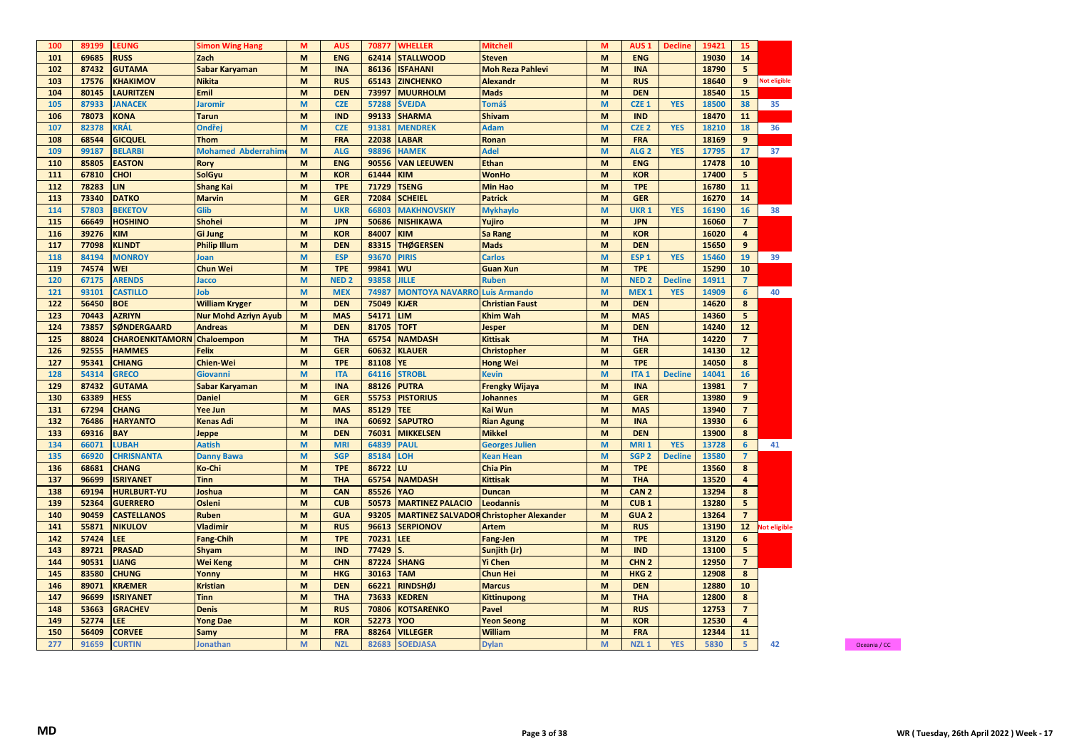| | | | | | | | | | | | | | | | | |
|---|---|---|---|---|---|---|---|---|---|---|---|---|---|---|---|---|
| 100 | 89199 | LEUNG | Simon Wing Hang | M | AUS | 70877 | WHELLER | Mitchell | M | AUS 1 | Decline | 19421 | 15 | | |
| 101 | 69685 | RUSS | Zach | M | ENG | 62414 | STALLWOOD | Steven | M | ENG | | 19030 | 14 | | |
| 102 | 87432 | GUTAMA | Sabar Karyaman | M | INA | 86136 | ISFAHANI | Moh Reza Pahlevi | M | INA | | 18790 | 5 | | |
| 103 | 17576 | KHAKIMOV | Nikita | M | RUS | 65143 | ZINCHENKO | Alexandr | M | RUS | | 18640 | 9 | Not eligible | |
| 104 | 80145 | LAURITZEN | Emil | M | DEN | 73997 | MUURHOLM | Mads | M | DEN | | 18540 | 15 | | |
| 105 | 87933 | JANACEK | Jaromir | M | CZE | 57288 | ŠVEJDA | Tomáš | M | CZE 1 | YES | 18500 | 38 | 35 | |
| 106 | 78073 | KONA | Tarun | M | IND | 99133 | SHARMA | Shivam | M | IND | | 18470 | 11 | | |
| 107 | 82378 | KRÁL | Ondřej | M | CZE | 91381 | MENDREK | Adam | M | CZE 2 | YES | 18210 | 18 | 36 | |
| 108 | 68544 | GICQUEL | Thom | M | FRA | 22038 | LABAR | Ronan | M | FRA | | 18169 | 9 | | |
| 109 | 99187 | BELARBI | Mohamed Abderrahime | M | ALG | 98896 | HAMEK | Adel | M | ALG 2 | YES | 17795 | 17 | 37 | |
| 110 | 85805 | EASTON | Rory | M | ENG | 90556 | VAN LEEUWEN | Ethan | M | ENG | | 17478 | 10 | | |
| 111 | 67810 | CHOI | SolGyu | M | KOR | 61444 | KIM | WonHo | M | KOR | | 17400 | 5 | | |
| 112 | 78283 | LIN | Shang Kai | M | TPE | 71729 | TSENG | Min Hao | M | TPE | | 16780 | 11 | | |
| 113 | 73340 | DATKO | Marvin | M | GER | 72084 | SCHEIEL | Patrick | M | GER | | 16270 | 14 | | |
| 114 | 57803 | BEKETOV | Glib | M | UKR | 66803 | MAKHNOVSKIY | Mykhaylo | M | UKR 1 | YES | 16190 | 16 | 38 | |
| 115 | 66649 | HOSHINO | Shohei | M | JPN | 50686 | NISHIKAWA | Yujiro | M | JPN | | 16060 | 7 | | |
| 116 | 39276 | KIM | Gi Jung | M | KOR | 84007 | KIM | Sa Rang | M | KOR | | 16020 | 4 | | |
| 117 | 77098 | KLINDT | Philip Illum | M | DEN | 83315 | THØGERSEN | Mads | M | DEN | | 15650 | 9 | | |
| 118 | 84194 | MONROY | Joan | M | ESP | 93670 | PIRIS | Carlos | M | ESP 1 | YES | 15460 | 19 | 39 | |
| 119 | 74574 | WEI | Chun Wei | M | TPE | 99841 | WU | Guan Xun | M | TPE | | 15290 | 10 | | |
| 120 | 67175 | ARENDS | Jacco | M | NED 2 | 93858 | JILLE | Ruben | M | NED 2 | Decline | 14911 | 7 | | |
| 121 | 93101 | CASTILLO | Job | M | MEX | 74987 | MONTOYA NAVARRO | Luis Armando | M | MEX 1 | YES | 14909 | 6 | 40 | |
| 122 | 56450 | BOE | William Kryger | M | DEN | 75049 | KJÆR | Christian Faust | M | DEN | | 14620 | 8 | | |
| 123 | 70443 | AZRIYN | Nur Mohd Azriyn Ayub | M | MAS | 54171 | LIM | Khim Wah | M | MAS | | 14360 | 5 | | |
| 124 | 73857 | SØNDERGAARD | Andreas | M | DEN | 81705 | TOFT | Jesper | M | DEN | | 14240 | 12 | | |
| 125 | 88024 | CHAROENKITAMORN | Chaloempon | M | THA | 65754 | NAMDASH | Kittisak | M | THA | | 14220 | 7 | | |
| 126 | 92555 | HAMMES | Felix | M | GER | 60632 | KLAUER | Christopher | M | GER | | 14130 | 12 | | |
| 127 | 95341 | CHIANG | Chien-Wei | M | TPE | 81108 | YE | Hong Wei | M | TPE | | 14050 | 8 | | |
| 128 | 54314 | GRECO | Giovanni | M | ITA | 64116 | STROBL | Kevin | M | ITA 1 | Decline | 14041 | 16 | | |
| 129 | 87432 | GUTAMA | Sabar Karyaman | M | INA | 88126 | PUTRA | Frengky Wijaya | M | INA | | 13981 | 7 | | |
| 130 | 63389 | HESS | Daniel | M | GER | 55753 | PISTORIUS | Johannes | M | GER | | 13980 | 9 | | |
| 131 | 67294 | CHANG | Yee Jun | M | MAS | 85129 | TEE | Kai Wun | M | MAS | | 13940 | 7 | | |
| 132 | 76486 | HARYANTO | Kenas Adi | M | INA | 60692 | SAPUTRO | Rian Agung | M | INA | | 13930 | 6 | | |
| 133 | 69316 | BAY | Jeppe | M | DEN | 76031 | MIKKELSEN | Mikkel | M | DEN | | 13900 | 8 | | |
| 134 | 66071 | LUBAH | Aatish | M | MRI | 64839 | PAUL | Georges Julien | M | MRI 1 | YES | 13728 | 6 | 41 | |
| 135 | 66920 | CHRISNANTA | Danny Bawa | M | SGP | 85184 | LOH | Kean Hean | M | SGP 2 | Decline | 13580 | 7 | | |
| 136 | 68681 | CHANG | Ko-Chi | M | TPE | 86722 | LU | Chia Pin | M | TPE | | 13560 | 8 | | |
| 137 | 96699 | ISRIYANET | Tinn | M | THA | 65754 | NAMDASH | Kittisak | M | THA | | 13520 | 4 | | |
| 138 | 69194 | HURLBURT-YU | Joshua | M | CAN | 85526 | YAO | Duncan | M | CAN 2 | | 13294 | 8 | | |
| 139 | 52364 | GUERRERO | Osleni | M | CUB | 50573 | MARTINEZ PALACIO | Leodannis | M | CUB 1 | | 13280 | 5 | | |
| 140 | 90459 | CASTELLANOS | Ruben | M | GUA | 93205 | MARTINEZ SALVADOR | Christopher Alexander | M | GUA 2 | | 13264 | 7 | | |
| 141 | 55871 | NIKULOV | Vladimir | M | RUS | 96613 | SERPIONOV | Artem | M | RUS | | 13190 | 12 | Not eligible | |
| 142 | 57424 | LEE | Fang-Chih | M | TPE | 70231 | LEE | Fang-Jen | M | TPE | | 13120 | 6 | | |
| 143 | 89721 | PRASAD | Shyam | M | IND | 77429 | S. | Sunjith (Jr) | M | IND | | 13100 | 5 | | |
| 144 | 90531 | LIANG | Wei Keng | M | CHN | 87224 | SHANG | Yi Chen | M | CHN 2 | | 12950 | 7 | | |
| 145 | 83580 | CHUNG | Yonny | M | HKG | 30163 | TAM | Chun Hei | M | HKG 2 | | 12908 | 8 | | |
| 146 | 89071 | KRÆMER | Kristian | M | DEN | 66221 | RINDSHØJ | Marcus | M | DEN | | 12880 | 10 | | |
| 147 | 96699 | ISRIYANET | Tinn | M | THA | 73633 | KEDREN | Kittinupong | M | THA | | 12800 | 8 | | |
| 148 | 53663 | GRACHEV | Denis | M | RUS | 70806 | KOTSARENKO | Pavel | M | RUS | | 12753 | 7 | | |
| 149 | 52774 | LEE | Yong Dae | M | KOR | 52273 | YOO | Yeon Seong | M | KOR | | 12530 | 4 | | |
| 150 | 56409 | CORVEE | Samy | M | FRA | 88264 | VILLEGER | William | M | FRA | | 12344 | 11 | | |
| 277 | 91659 | CURTIN | Jonathan | M | NZL | 82683 | SOEDJASA | Dylan | M | NZL 1 | YES | 5830 | 5 | 42 | Oceania / CC |

MD

WR ( Tuesday, 26th April 2022 ) Week - 17